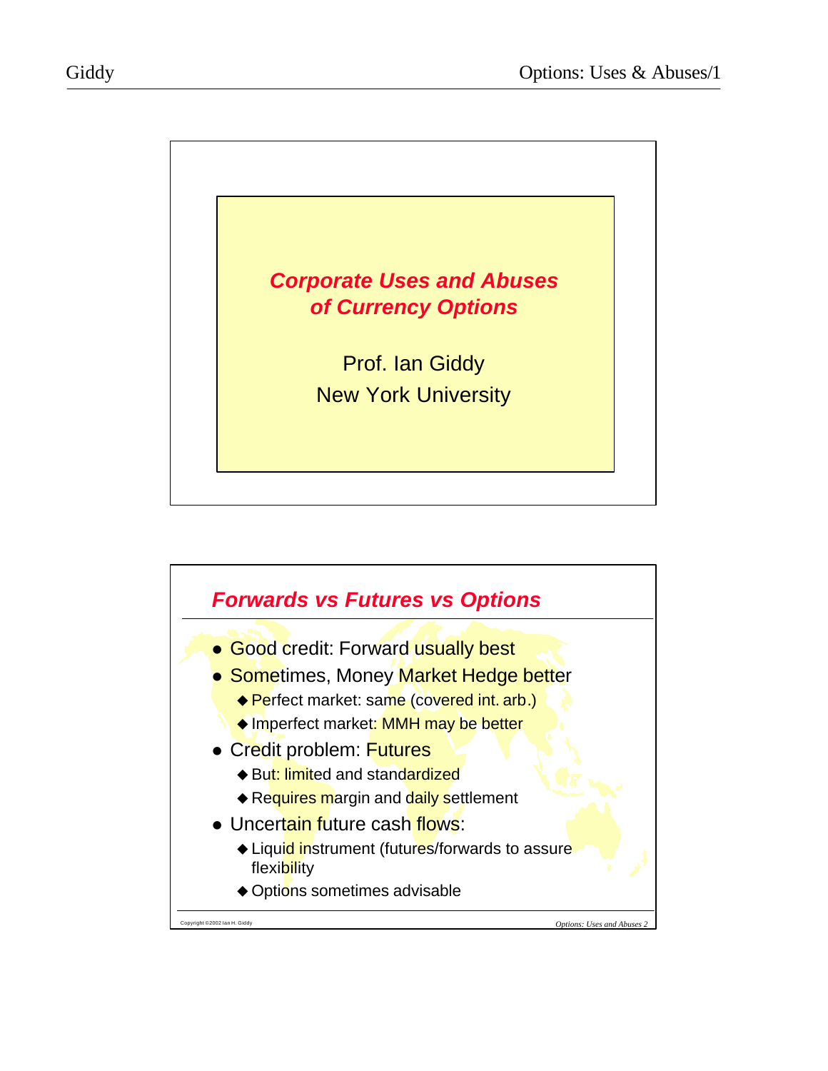# Corporate Uses and Abuses of Currency Options

Prof. Ian Giddy

New York University

## Forwards vs Futures vs Options

- Good credit: Forward usually best
- Sometimes, Money Market Hedge better
  - Perfect market: same (covered int. arb.)
  - Imperfect market: MMH may be better
- Credit problem: Futures
  - But: limited and standardized
  - Requires margin and daily settlement
- Uncertain future cash flows:
  - Liquid instrument (futures/forwards to assure flexibility
  - Options sometimes advisable

Copyright ©2002 Ian H. Giddy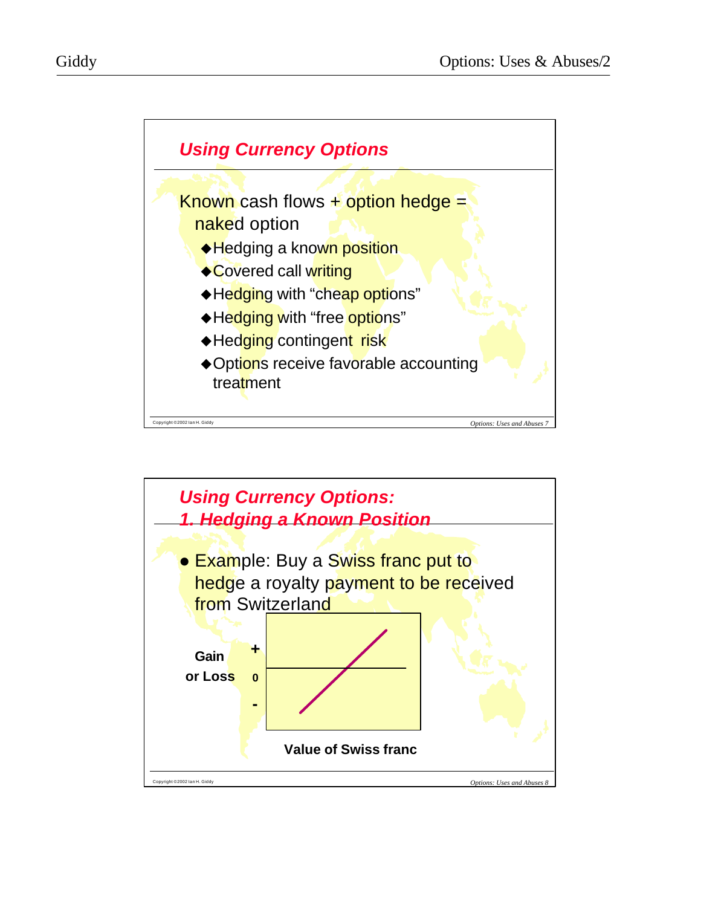## Using Currency Options

Known cash flows + option hedge = naked option

- Hedging a known position
- Covered call writing
- Hedging with "cheap options"
- Hedging with "free options"
- Hedging contingent risk
- Options receive favorable accounting treatment

## Using Currency Options: 1. Hedging a Known Position

- Example: Buy a Swiss franc put to hedge a royalty payment to be received from Switzerland

Gain or Loss

+

0

-

Value of Swiss franc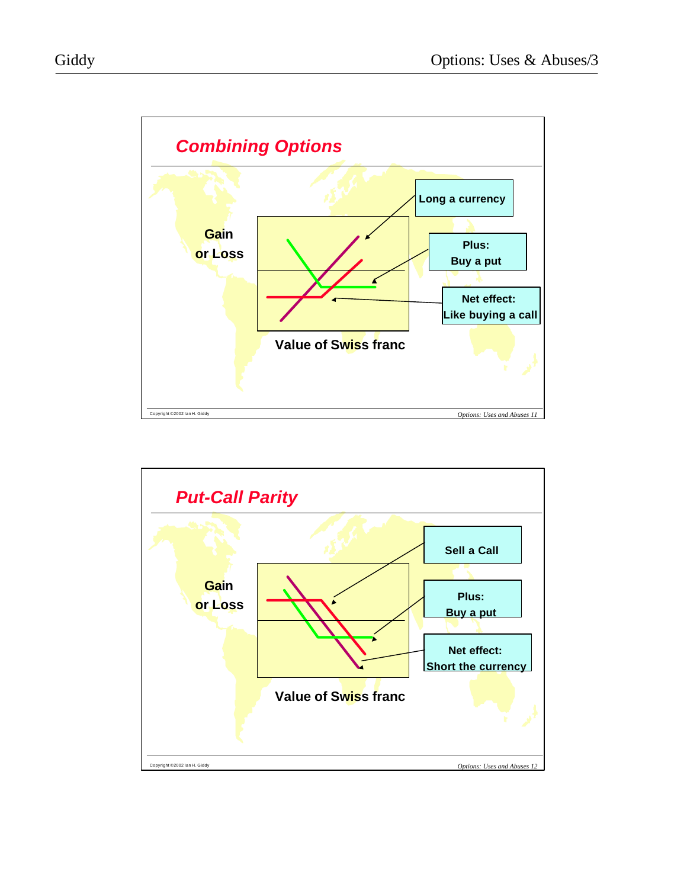## Combining Options

Gain or Loss

Long a currency

Plus: Buy a put

Net effect: Like buying a call

Value of Swiss franc

## Put-Call Parity

Gain or Loss

Sell a Call

Plus: Buy a put

Net effect: Short the currency

Value of Swiss franc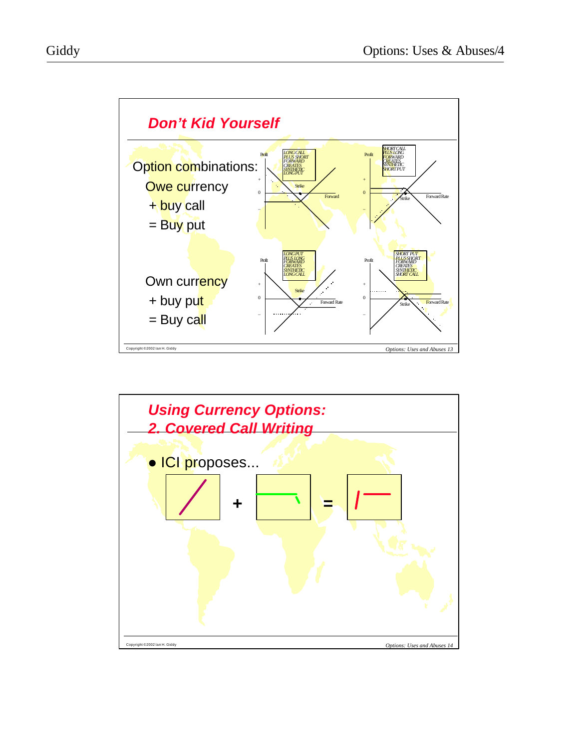## Don't Kid Yourself

Option combinations:

Owe currency
+ buy call
= Buy put

Own currency
+ buy put
= Buy call

LONG CALL PLUS SHORT FORWARD CREATES SYNTHETIC LONG PUT

SHORT CALL PLUS LONG FORWARD CREATES SYNTHETIC SHORT PUT

LONG PUT PLUS LONG FORWARD CREATES SYNTHETIC LONG CALL

SHORT PUT PLUS SHORT FORWARD CREATES SYNTHETIC SHORT CALL

Copyright ©2002 Ian H. Giddy

*Options: Uses and Abuses 13*

## Using Currency Options: 2. Covered Call Writing

- ICI proposes...

\+ =

Copyright ©2002 Ian H. Giddy

*Options: Uses and Abuses 14*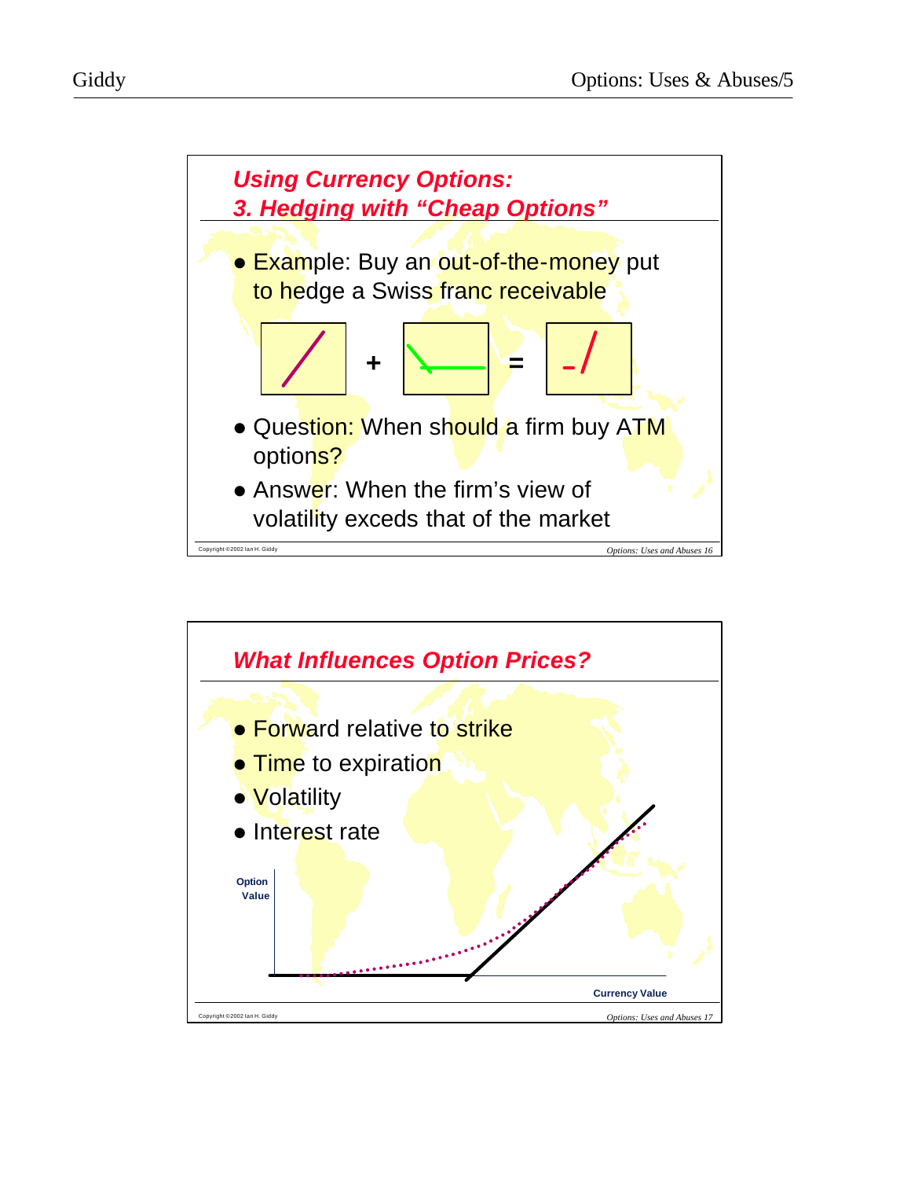## Using Currency Options: 3. Hedging with "Cheap Options"

- Example: Buy an out-of-the-money put to hedge a Swiss franc receivable

+ =

- Question: When should a firm buy ATM options?
- Answer: When the firm's view of volatility exceds that of the market

## What Influences Option Prices?

- Forward relative to strike
- Time to expiration
- Volatility
- Interest rate

Option Value

Currency Value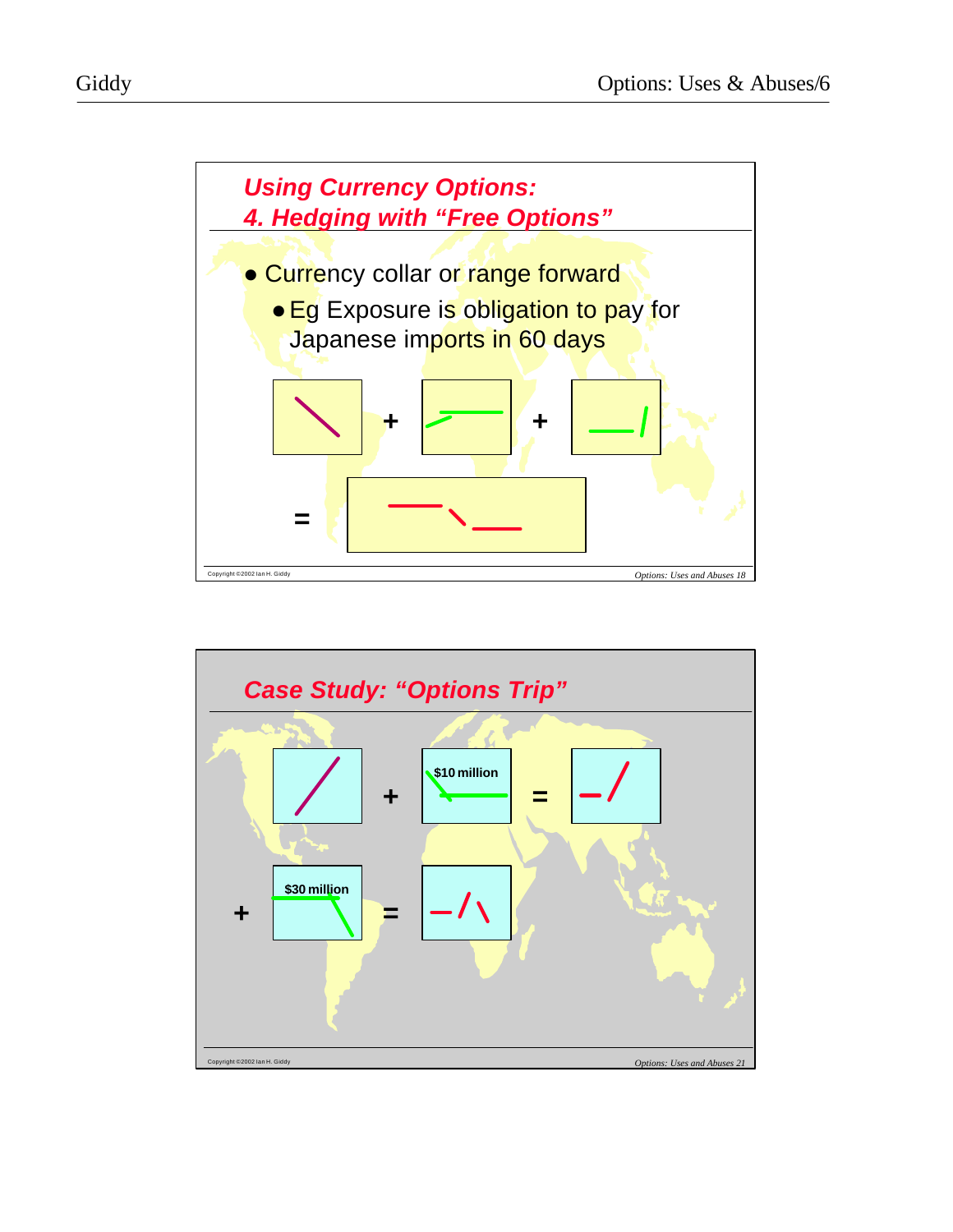## Using Currency Options: 4. Hedging with "Free Options"

- Currency collar or range forward
  - Eg Exposure is obligation to pay for Japanese imports in 60 days

+ + =

## Case Study: "Options Trip"

+ $10 million =

+ $30 million =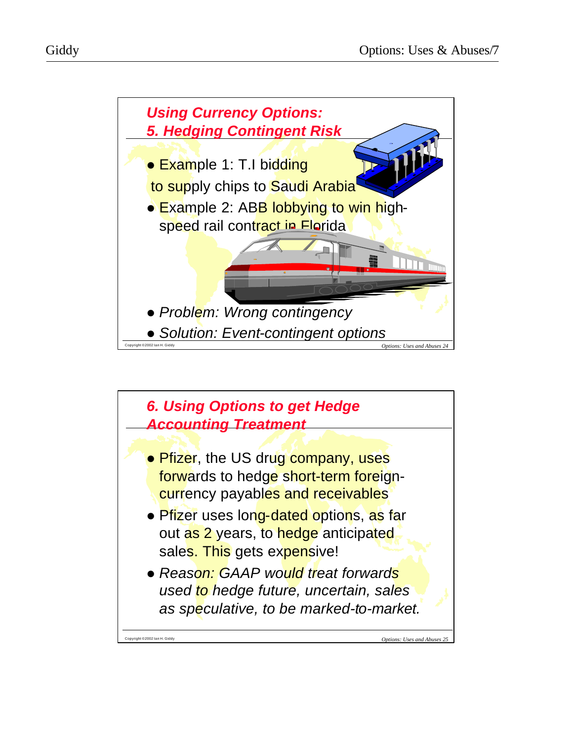## Using Currency Options: 5. Hedging Contingent Risk

- Example 1: T.I bidding to supply chips to Saudi Arabia
- Example 2: ABB lobbying to win high-speed rail contract in Florida
- *Problem: Wrong contingency*
- *Solution: Event-contingent options*

Copyright ©2002 Ian H. Giddy

*Options: Uses and Abuses 24*

## 6. Using Options to get Hedge Accounting Treatment

- Pfizer, the US drug company, uses forwards to hedge short-term foreign-currency payables and receivables
- Pfizer uses long-dated options, as far out as 2 years, to hedge anticipated sales. This gets expensive!
- *Reason: GAAP would treat forwards used to hedge future, uncertain, sales as speculative, to be marked-to-market.*

Copyright ©2002 Ian H. Giddy

*Options: Uses and Abuses 25*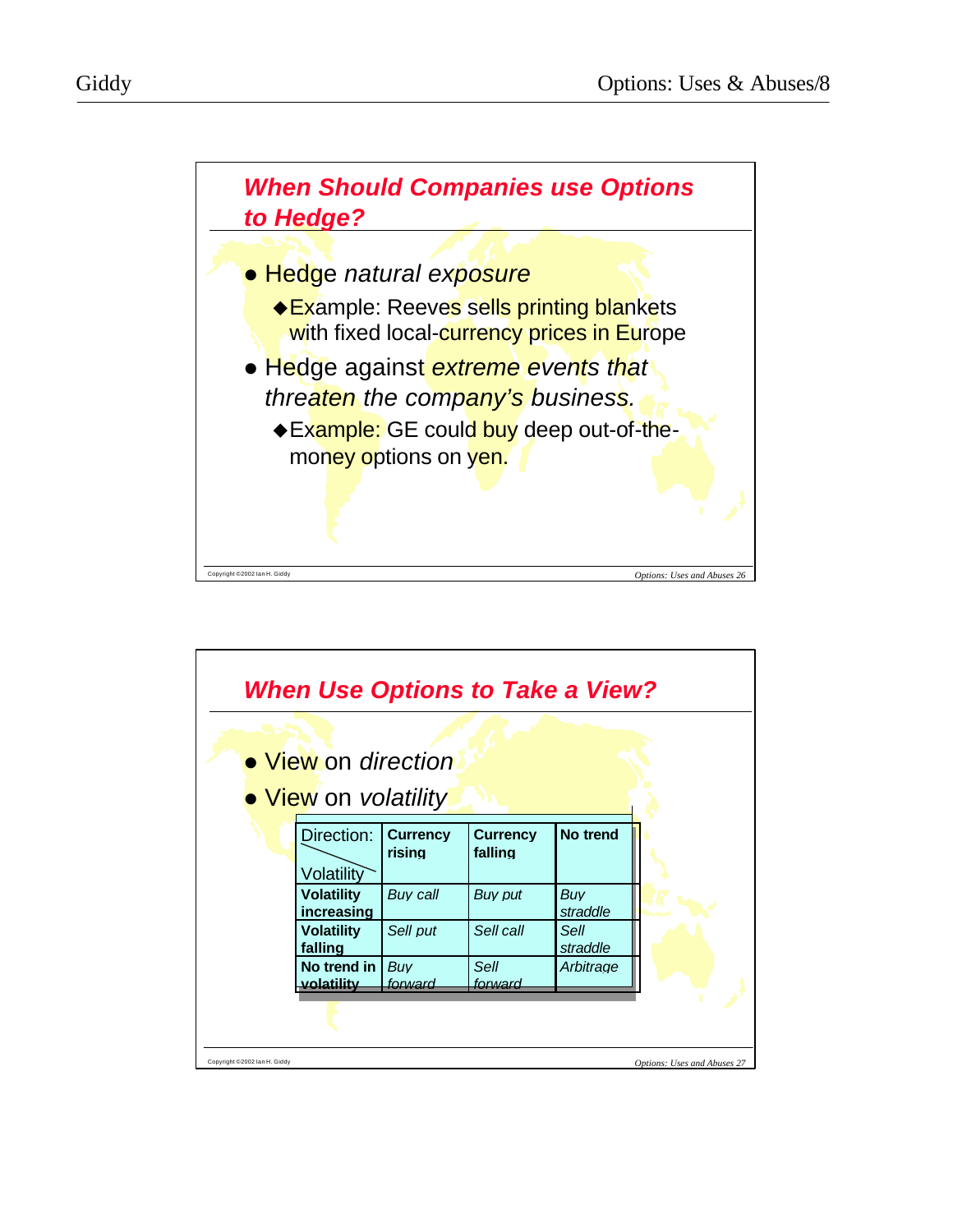## *When Should Companies use Options to Hedge?*

- Hedge *natural exposure*
  - Example: Reeves sells printing blankets with fixed local-currency prices in Europe
- Hedge against *extreme events that threaten the company's business.*
  - Example: GE could buy deep out-of-the-money options on yen.

Copyright ©2002 Ian H. Giddy

Options: Uses and Abuses 26

## *When Use Options to Take a View?*

- View on *direction*
- View on *volatility*

| Direction: / Volatility | **Currency rising** | **Currency falling** | **No trend** |
|---|---|---|---|
| **Volatility increasing** | *Buy call* | *Buy put* | *Buy straddle* |
| **Volatility falling** | *Sell put* | *Sell call* | *Sell straddle* |
| **No trend in volatility** | *Buy forward* | *Sell forward* | *Arbitrage* |

Copyright ©2002 Ian H. Giddy

Options: Uses and Abuses 27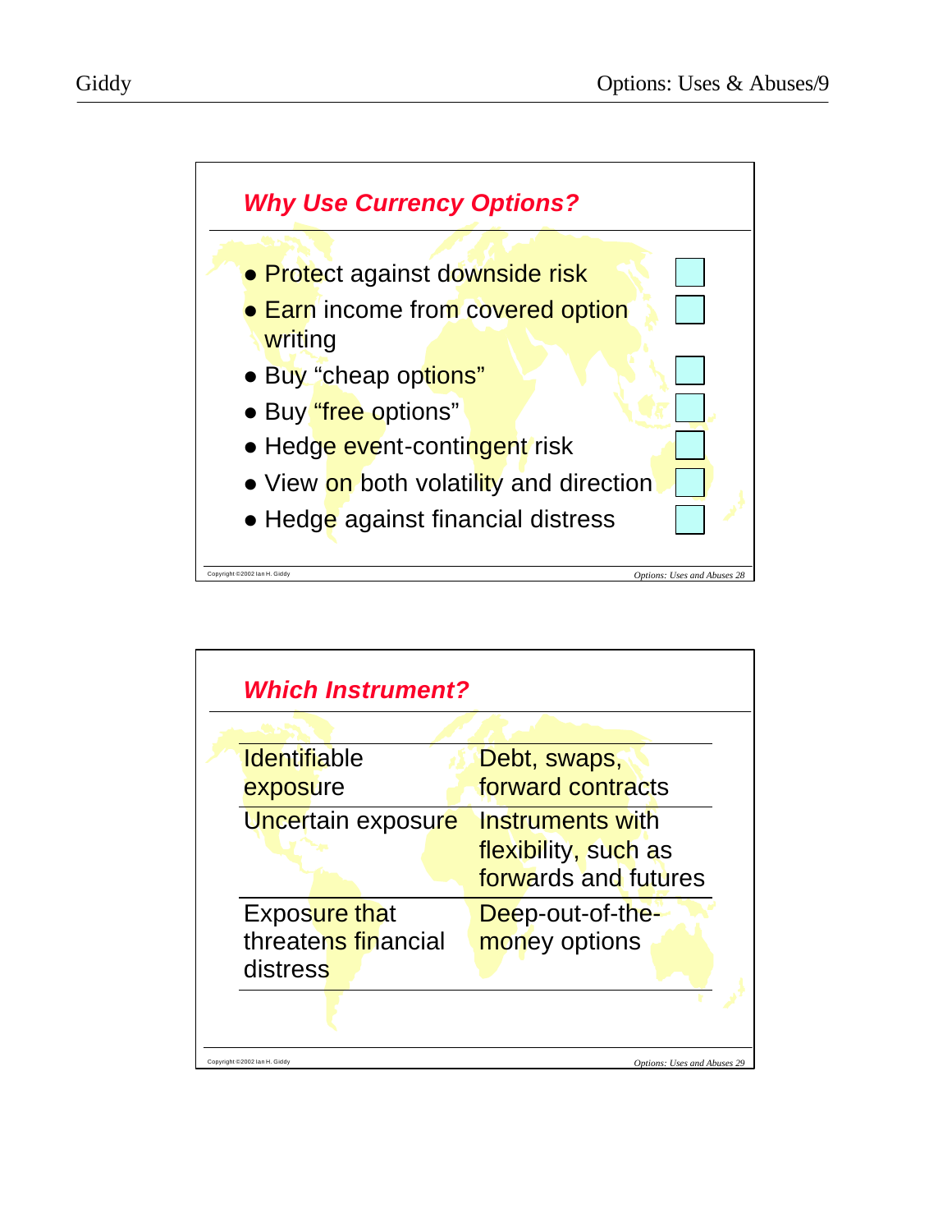## Why Use Currency Options?

- Protect against downside risk
- Earn income from covered option writing
- Buy "cheap options"
- Buy "free options"
- Hedge event-contingent risk
- View on both volatility and direction
- Hedge against financial distress

## Which Instrument?

| | |
|---|---|
| Identifiable exposure | Debt, swaps, forward contracts |
| Uncertain exposure | Instruments with flexibility, such as forwards and futures |
| Exposure that threatens financial distress | Deep-out-of-the-money options |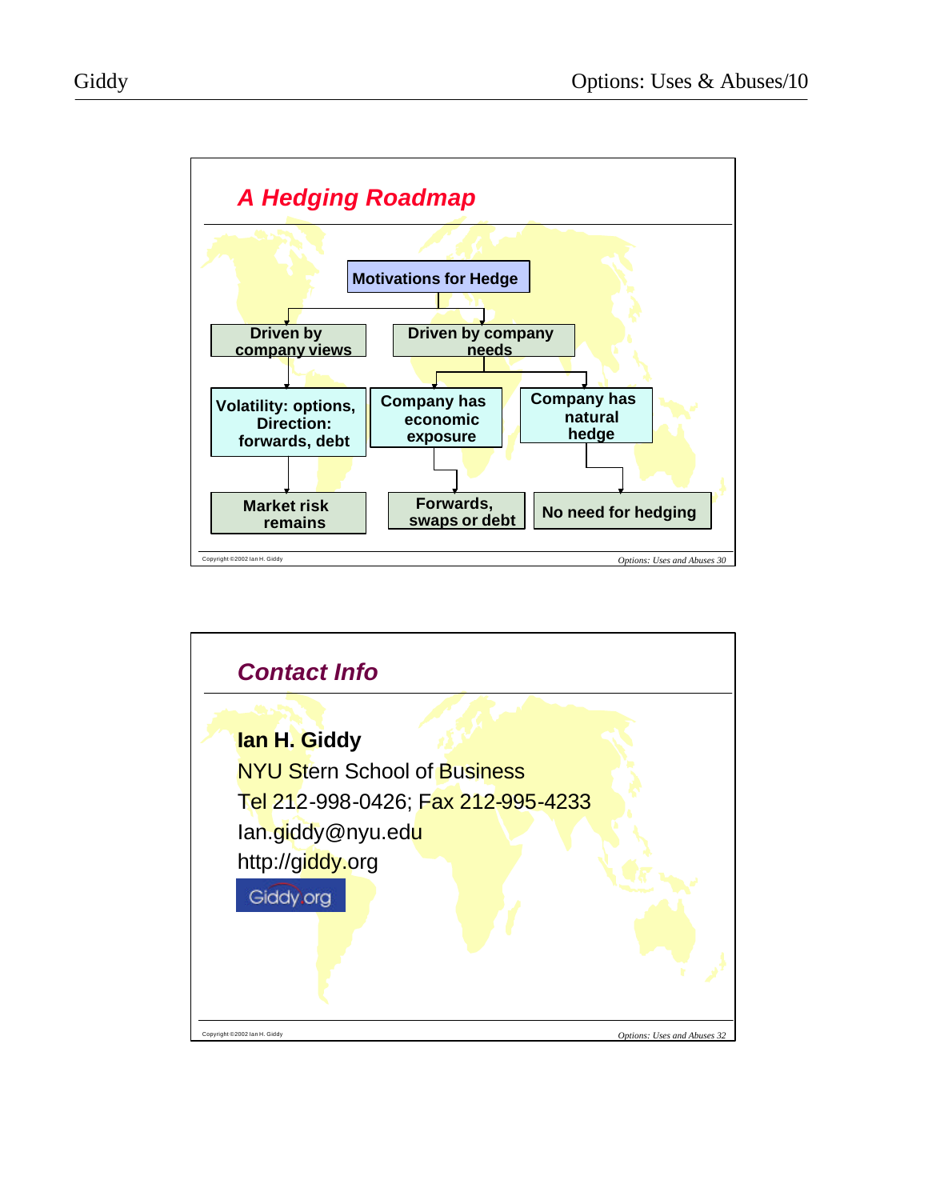## A Hedging Roadmap

Motivations for Hedge

Driven by company views

Driven by company needs

Volatility: options, Direction: forwards, debt

Company has economic exposure

Company has natural hedge

Market risk remains

Forwards, swaps or debt

No need for hedging

Copyright ©2002 Ian H. Giddy

*Options: Uses and Abuses 30*

## Contact Info

**Ian H. Giddy**

NYU Stern School of Business

Tel 212-998-0426; Fax 212-995-4233

Ian.giddy@nyu.edu

http://giddy.org

Giddy.org

Copyright ©2002 Ian H. Giddy

*Options: Uses and Abuses 32*